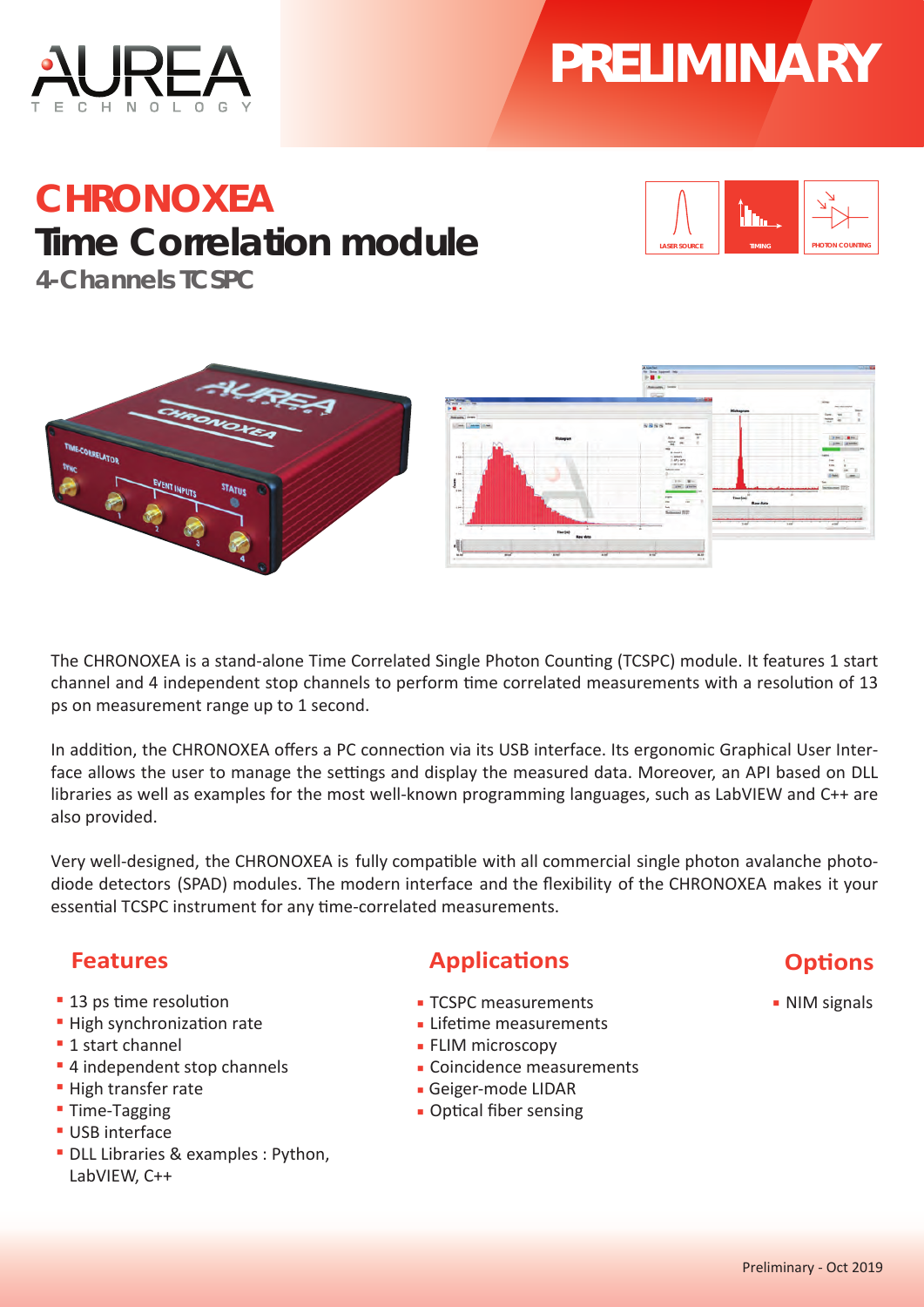# PRELIMINARY

# CHRONOXEA

## Time Correlation module

### 4-Channels TCSPC

The CHRONOXEA is a stand-alone Time Correlated Single Photon Counting (TCSPC) module. It features 1 start channel and 4 independent stop channels to perform time correlated measurements with a resolution of 13 ps on measurement range up to 1 second.

In addition, the CHRONOXEA offers a PC connection via its USB interface. Its ergonomic Graphical User Interface allows the user to manage the settings and display the measured data. Moreover, an API based on DLL libraries as well as examples for the most well-known programming languages, such as LabVIEW and C++ are also provided.

Very well-designed, the CHRONOXEA is fully compatible with all commercial single photon avalanche photodiode detectors (SPAD) modules. The modern interface and the flexibility of the CHRONOXEA makes it your essential TCSPC instrument for any time-correlated measurements.

## Features

- 13 ps time resolution
- High synchronization rate
- 1 start channel
- 4 independent stop channels
- High transfer rate
- Time-Tagging
- USB interface
- DLL Libraries & examples : Python, LabVIEW, C++

## Applications

- TCSPC measurements
- Lifetime measurements
- FLIM microscopy
- Coincidence measurements
- Geiger-mode LIDAR
- Optical fiber sensing

## Options

- NIM signals

Preliminary - Oct 2019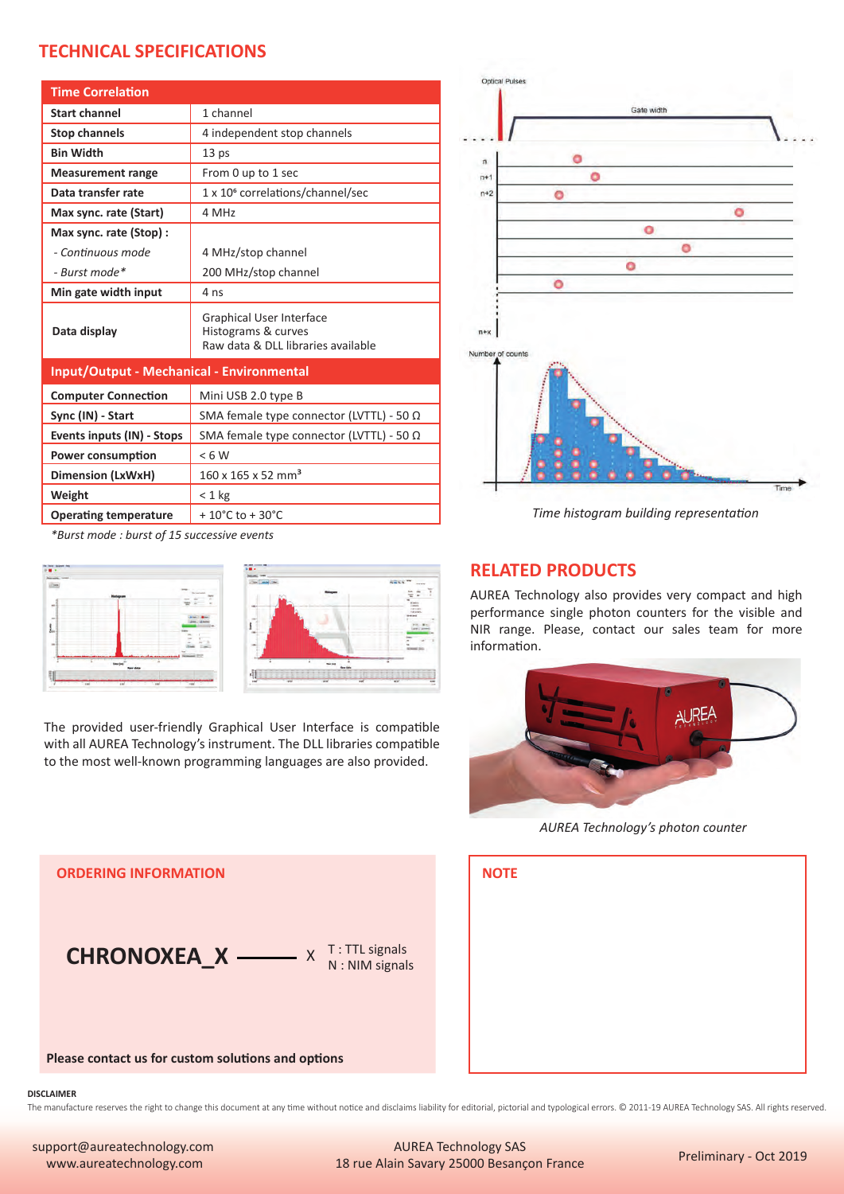## TECHNICAL SPECIFICATIONS

| | |
|---|---|
| **Time Correlation** | |
| **Start channel** | 1 channel |
| **Stop channels** | 4 independent stop channels |
| **Bin Width** | 13 ps |
| **Measurement range** | From 0 up to 1 sec |
| **Data transfer rate** | 1 x $10^6$ correlations/channel/sec |
| **Max sync. rate (Start)** | 4 MHz |
| **Max sync. rate (Stop) :** | |
| *- Continuous mode* | 4 MHz/stop channel |
| *- Burst mode** | 200 MHz/stop channel |
| **Min gate width input** | 4 ns |
| **Data display** | Graphical User Interface<br>Histograms & curves<br>Raw data & DLL libraries available |
| **Input/Output - Mechanical - Environmental** | |
| **Computer Connection** | Mini USB 2.0 type B |
| **Sync (IN) - Start** | SMA female type connector (LVTTL) - 50 Ω |
| **Events inputs (IN) - Stops** | SMA female type connector (LVTTL) - 50 Ω |
| **Power consumption** | < 6 W |
| **Dimension (LxWxH)** | 160 x 165 x 52 mm³ |
| **Weight** | < 1 kg |
| **Operating temperature** | + 10°C to + 30°C |

*\*Burst mode : burst of 15 successive events*

Optical Pulses
Gate width
n
n+1
n+2
n+x
Number of counts
Time

*Time histogram building representation*

The provided user-friendly Graphical User Interface is compatible with all AUREA Technology's instrument. The DLL libraries compatible to the most well-known programming languages are also provided.

## RELATED PRODUCTS

AUREA Technology also provides very compact and high performance single photon counters for the visible and NIR range. Please, contact our sales team for more information.

*AUREA Technology's photon counter*

## ORDERING INFORMATION

**CHRONOXEA_X** —— X   T : TTL signals
N : NIM signals

**Please contact us for custom solutions and options**

## NOTE

**DISCLAIMER**

The manufacture reserves the right to change this document at any time without notice and disclaims liability for editorial, pictorial and typological errors. © 2011-19 AUREA Technology SAS. All rights reserved.

support@aureatechnology.com
www.aureatechnology.com

AUREA Technology SAS
18 rue Alain Savary 25000 Besançon France

Preliminary - Oct 2019